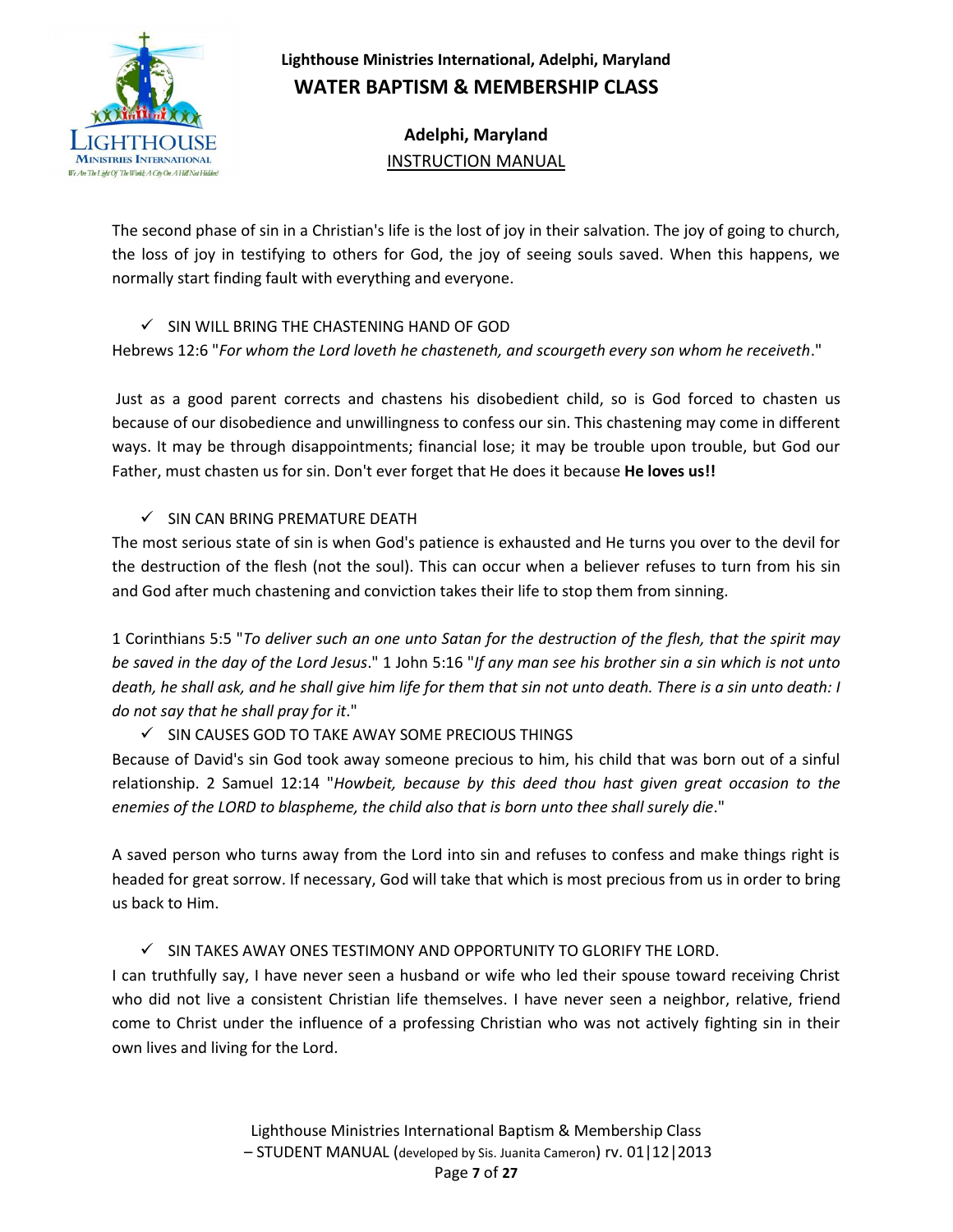The second phase of sin in a Christian's life is the lost of joy in their salvation. The joy of going to church, the loss of joy in testifying to others for God, the joy of seeing souls saved. When this happens, we normally start finding fault with everything and everyone.

- ✓ SIN WILL BRING THE CHASTENING HAND OF GOD

Hebrews 12:6 "*For whom the Lord loveth he chasteneth, and scourgeth every son whom he receiveth*."

Just as a good parent corrects and chastens his disobedient child, so is God forced to chasten us because of our disobedience and unwillingness to confess our sin. This chastening may come in different ways. It may be through disappointments; financial lose; it may be trouble upon trouble, but God our Father, must chasten us for sin. Don't ever forget that He does it because **He loves us!!**

- ✓ SIN CAN BRING PREMATURE DEATH

The most serious state of sin is when God's patience is exhausted and He turns you over to the devil for the destruction of the flesh (not the soul). This can occur when a believer refuses to turn from his sin and God after much chastening and conviction takes their life to stop them from sinning.

1 Corinthians 5:5 "*To deliver such an one unto Satan for the destruction of the flesh, that the spirit may be saved in the day of the Lord Jesus*." 1 John 5:16 "*If any man see his brother sin a sin which is not unto death, he shall ask, and he shall give him life for them that sin not unto death. There is a sin unto death: I do not say that he shall pray for it*."

- ✓ SIN CAUSES GOD TO TAKE AWAY SOME PRECIOUS THINGS

Because of David's sin God took away someone precious to him, his child that was born out of a sinful relationship. 2 Samuel 12:14 "*Howbeit, because by this deed thou hast given great occasion to the enemies of the LORD to blaspheme, the child also that is born unto thee shall surely die*."

A saved person who turns away from the Lord into sin and refuses to confess and make things right is headed for great sorrow. If necessary, God will take that which is most precious from us in order to bring us back to Him.

- ✓ SIN TAKES AWAY ONES TESTIMONY AND OPPORTUNITY TO GLORIFY THE LORD.

I can truthfully say, I have never seen a husband or wife who led their spouse toward receiving Christ who did not live a consistent Christian life themselves. I have never seen a neighbor, relative, friend come to Christ under the influence of a professing Christian who was not actively fighting sin in their own lives and living for the Lord.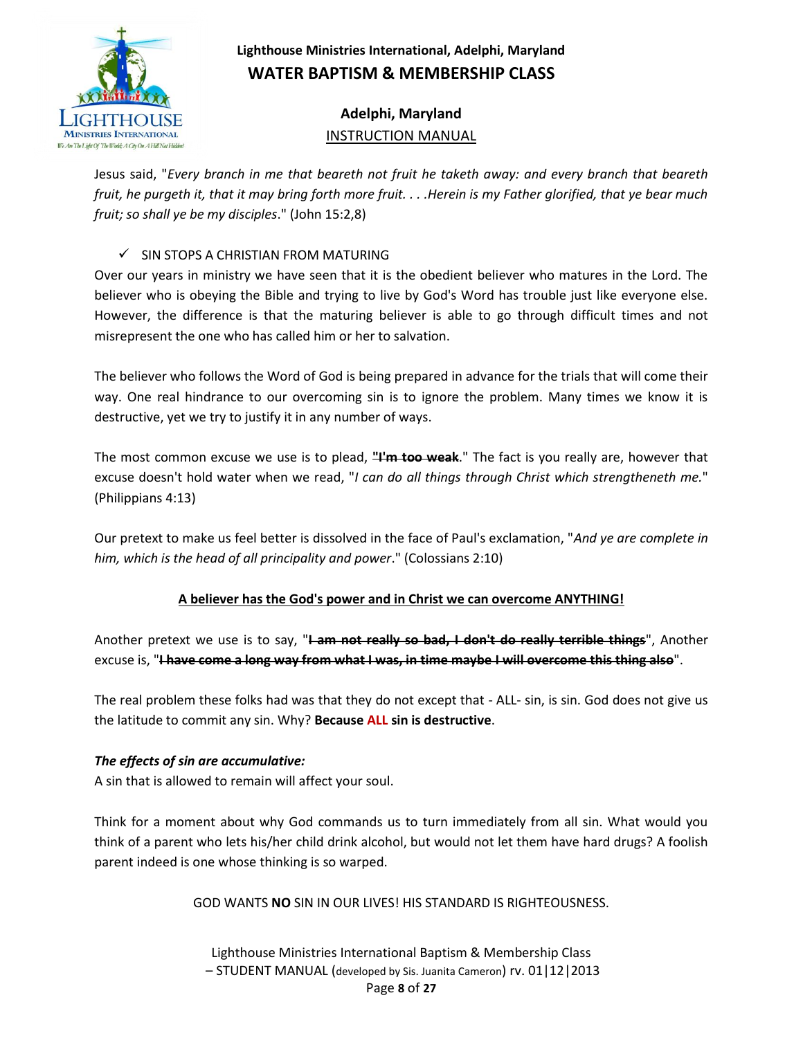Jesus said, "*Every branch in me that beareth not fruit he taketh away: and every branch that beareth fruit, he purgeth it, that it may bring forth more fruit. . . .Herein is my Father glorified, that ye bear much fruit; so shall ye be my disciples*." (John 15:2,8)

✓ SIN STOPS A CHRISTIAN FROM MATURING

Over our years in ministry we have seen that it is the obedient believer who matures in the Lord. The believer who is obeying the Bible and trying to live by God's Word has trouble just like everyone else. However, the difference is that the maturing believer is able to go through difficult times and not misrepresent the one who has called him or her to salvation.

The believer who follows the Word of God is being prepared in advance for the trials that will come their way. One real hindrance to our overcoming sin is to ignore the problem. Many times we know it is destructive, yet we try to justify it in any number of ways.

The most common excuse we use is to plead, **~~"I'm too weak~~**." The fact is you really are, however that excuse doesn't hold water when we read, "*I can do all things through Christ which strengtheneth me.*" (Philippians 4:13)

Our pretext to make us feel better is dissolved in the face of Paul's exclamation, "*And ye are complete in him, which is the head of all principality and power*." (Colossians 2:10)

**<u>A believer has the God's power and in Christ we can overcome ANYTHING!</u>**

Another pretext we use is to say, "**~~I am not really so bad, I don't do really terrible things~~**", Another excuse is, "**~~I have come a long way from what I was, in time maybe I will overcome this thing also~~**".

The real problem these folks had was that they do not except that - ALL- sin, is sin. God does not give us the latitude to commit any sin. Why? **Because ALL sin is destructive**.

***The effects of sin are accumulative:***

A sin that is allowed to remain will affect your soul.

Think for a moment about why God commands us to turn immediately from all sin. What would you think of a parent who lets his/her child drink alcohol, but would not let them have hard drugs? A foolish parent indeed is one whose thinking is so warped.

GOD WANTS **NO** SIN IN OUR LIVES! HIS STANDARD IS RIGHTEOUSNESS.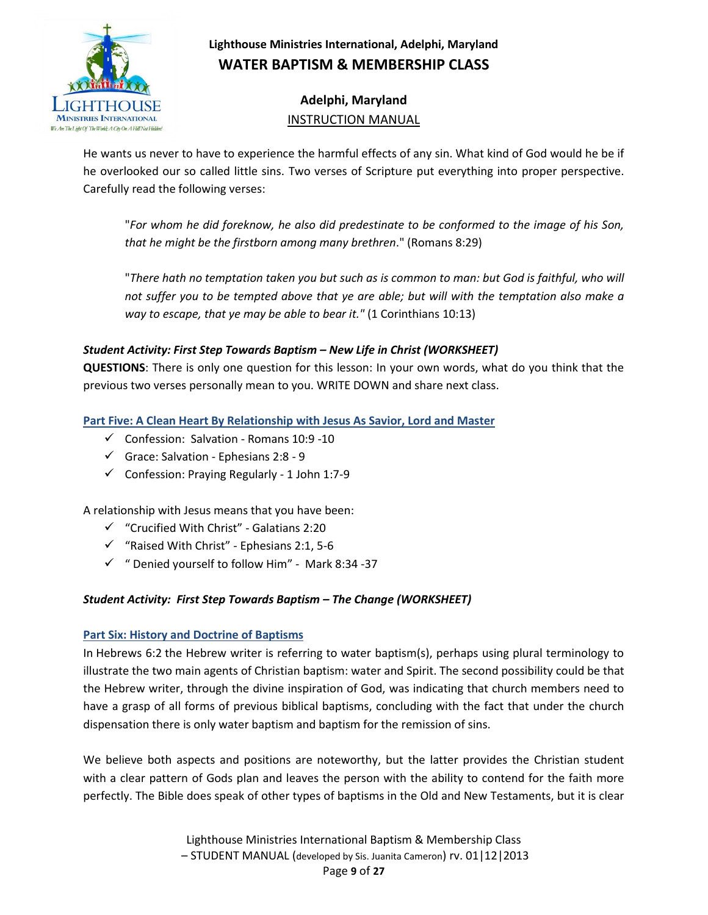He wants us never to have to experience the harmful effects of any sin. What kind of God would he be if he overlooked our so called little sins. Two verses of Scripture put everything into proper perspective. Carefully read the following verses:

> "*For whom he did foreknow, he also did predestinate to be conformed to the image of his Son, that he might be the firstborn among many brethren*." (Romans 8:29)
>
> "*There hath no temptation taken you but such as is common to man: but God is faithful, who will not suffer you to be tempted above that ye are able; but will with the temptation also make a way to escape, that ye may be able to bear it."* (1 Corinthians 10:13)

***Student Activity: First Step Towards Baptism – New Life in Christ (WORKSHEET)***

**QUESTIONS**: There is only one question for this lesson: In your own words, what do you think that the previous two verses personally mean to you. WRITE DOWN and share next class.

## Part Five: A Clean Heart By Relationship with Jesus As Savior, Lord and Master

- ✓ Confession: Salvation - Romans 10:9 -10
- ✓ Grace: Salvation - Ephesians 2:8 - 9
- ✓ Confession: Praying Regularly - 1 John 1:7-9

A relationship with Jesus means that you have been:

- ✓ "Crucified With Christ" - Galatians 2:20
- ✓ "Raised With Christ" - Ephesians 2:1, 5-6
- ✓ " Denied yourself to follow Him" - Mark 8:34 -37

***Student Activity: First Step Towards Baptism – The Change (WORKSHEET)***

## Part Six: History and Doctrine of Baptisms

In Hebrews 6:2 the Hebrew writer is referring to water baptism(s), perhaps using plural terminology to illustrate the two main agents of Christian baptism: water and Spirit. The second possibility could be that the Hebrew writer, through the divine inspiration of God, was indicating that church members need to have a grasp of all forms of previous biblical baptisms, concluding with the fact that under the church dispensation there is only water baptism and baptism for the remission of sins.

We believe both aspects and positions are noteworthy, but the latter provides the Christian student with a clear pattern of Gods plan and leaves the person with the ability to contend for the faith more perfectly. The Bible does speak of other types of baptisms in the Old and New Testaments, but it is clear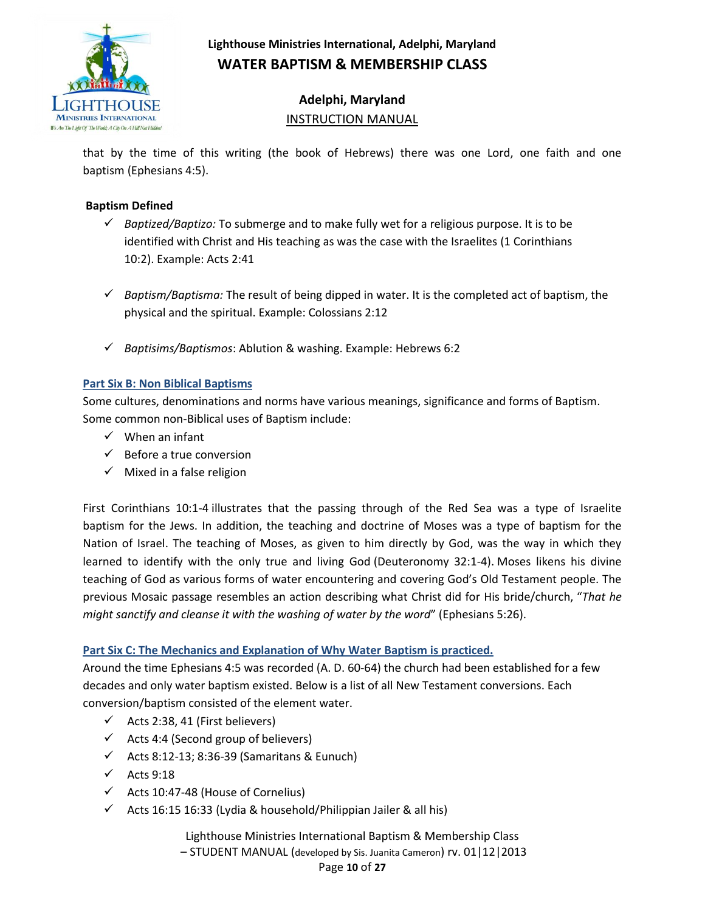that by the time of this writing (the book of Hebrews) there was one Lord, one faith and one baptism (Ephesians 4:5).

**Baptism Defined**

- ✓ *Baptized/Baptizo:* To submerge and to make fully wet for a religious purpose. It is to be identified with Christ and His teaching as was the case with the Israelites (1 Corinthians 10:2). Example: Acts 2:41
- ✓ *Baptism/Baptisma:* The result of being dipped in water. It is the completed act of baptism, the physical and the spiritual. Example: Colossians 2:12
- ✓ *Baptisims/Baptismos*: Ablution & washing. Example: Hebrews 6:2

## Part Six B: Non Biblical Baptisms

Some cultures, denominations and norms have various meanings, significance and forms of Baptism. Some common non-Biblical uses of Baptism include:

- ✓ When an infant
- ✓ Before a true conversion
- ✓ Mixed in a false religion

First Corinthians 10:1-4 illustrates that the passing through of the Red Sea was a type of Israelite baptism for the Jews. In addition, the teaching and doctrine of Moses was a type of baptism for the Nation of Israel. The teaching of Moses, as given to him directly by God, was the way in which they learned to identify with the only true and living God (Deuteronomy 32:1-4). Moses likens his divine teaching of God as various forms of water encountering and covering God's Old Testament people. The previous Mosaic passage resembles an action describing what Christ did for His bride/church, "*That he might sanctify and cleanse it with the washing of water by the word*" (Ephesians 5:26).

## Part Six C: The Mechanics and Explanation of Why Water Baptism is practiced.

Around the time Ephesians 4:5 was recorded (A. D. 60-64) the church had been established for a few decades and only water baptism existed. Below is a list of all New Testament conversions. Each conversion/baptism consisted of the element water.

- ✓ Acts 2:38, 41 (First believers)
- ✓ Acts 4:4 (Second group of believers)
- ✓ Acts 8:12-13; 8:36-39 (Samaritans & Eunuch)
- ✓ Acts 9:18
- ✓ Acts 10:47-48 (House of Cornelius)
- ✓ Acts 16:15 16:33 (Lydia & household/Philippian Jailer & all his)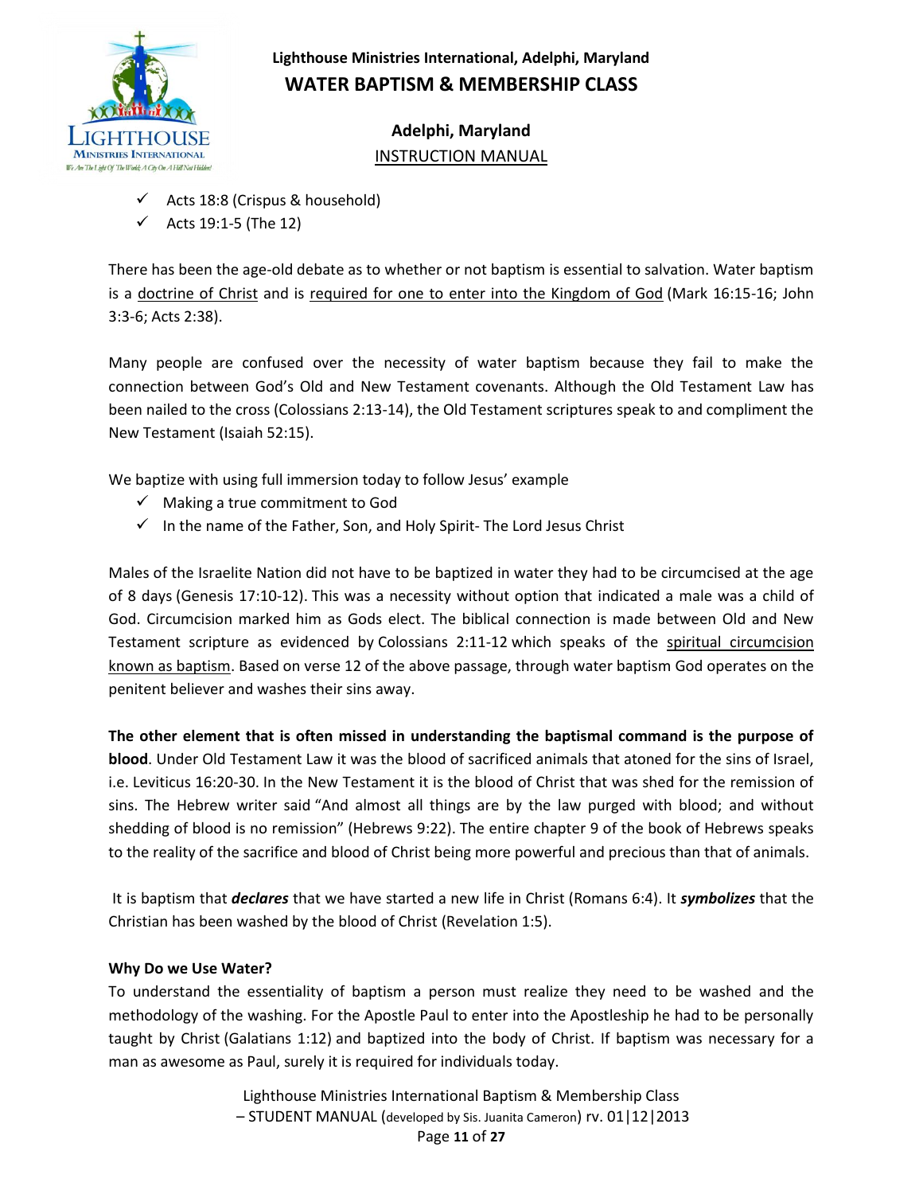- ✓ Acts 18:8 (Crispus & household)
- ✓ Acts 19:1-5 (The 12)

There has been the age-old debate as to whether or not baptism is essential to salvation. Water baptism is a <u>doctrine of Christ</u> and is <u>required for one to enter into the Kingdom of God</u> (Mark 16:15-16; John 3:3-6; Acts 2:38).

Many people are confused over the necessity of water baptism because they fail to make the connection between God's Old and New Testament covenants. Although the Old Testament Law has been nailed to the cross (Colossians 2:13-14), the Old Testament scriptures speak to and compliment the New Testament (Isaiah 52:15).

We baptize with using full immersion today to follow Jesus' example

- ✓ Making a true commitment to God
- ✓ In the name of the Father, Son, and Holy Spirit- The Lord Jesus Christ

Males of the Israelite Nation did not have to be baptized in water they had to be circumcised at the age of 8 days (Genesis 17:10-12). This was a necessity without option that indicated a male was a child of God. Circumcision marked him as Gods elect. The biblical connection is made between Old and New Testament scripture as evidenced by Colossians 2:11-12 which speaks of the <u>spiritual circumcision known as baptism</u>. Based on verse 12 of the above passage, through water baptism God operates on the penitent believer and washes their sins away.

**The other element that is often missed in understanding the baptismal command is the purpose of blood**. Under Old Testament Law it was the blood of sacrificed animals that atoned for the sins of Israel, i.e. Leviticus 16:20-30. In the New Testament it is the blood of Christ that was shed for the remission of sins. The Hebrew writer said "And almost all things are by the law purged with blood; and without shedding of blood is no remission" (Hebrews 9:22). The entire chapter 9 of the book of Hebrews speaks to the reality of the sacrifice and blood of Christ being more powerful and precious than that of animals.

It is baptism that ***declares*** that we have started a new life in Christ (Romans 6:4). It ***symbolizes*** that the Christian has been washed by the blood of Christ (Revelation 1:5).

**Why Do we Use Water?**

To understand the essentiality of baptism a person must realize they need to be washed and the methodology of the washing. For the Apostle Paul to enter into the Apostleship he had to be personally taught by Christ (Galatians 1:12) and baptized into the body of Christ. If baptism was necessary for a man as awesome as Paul, surely it is required for individuals today.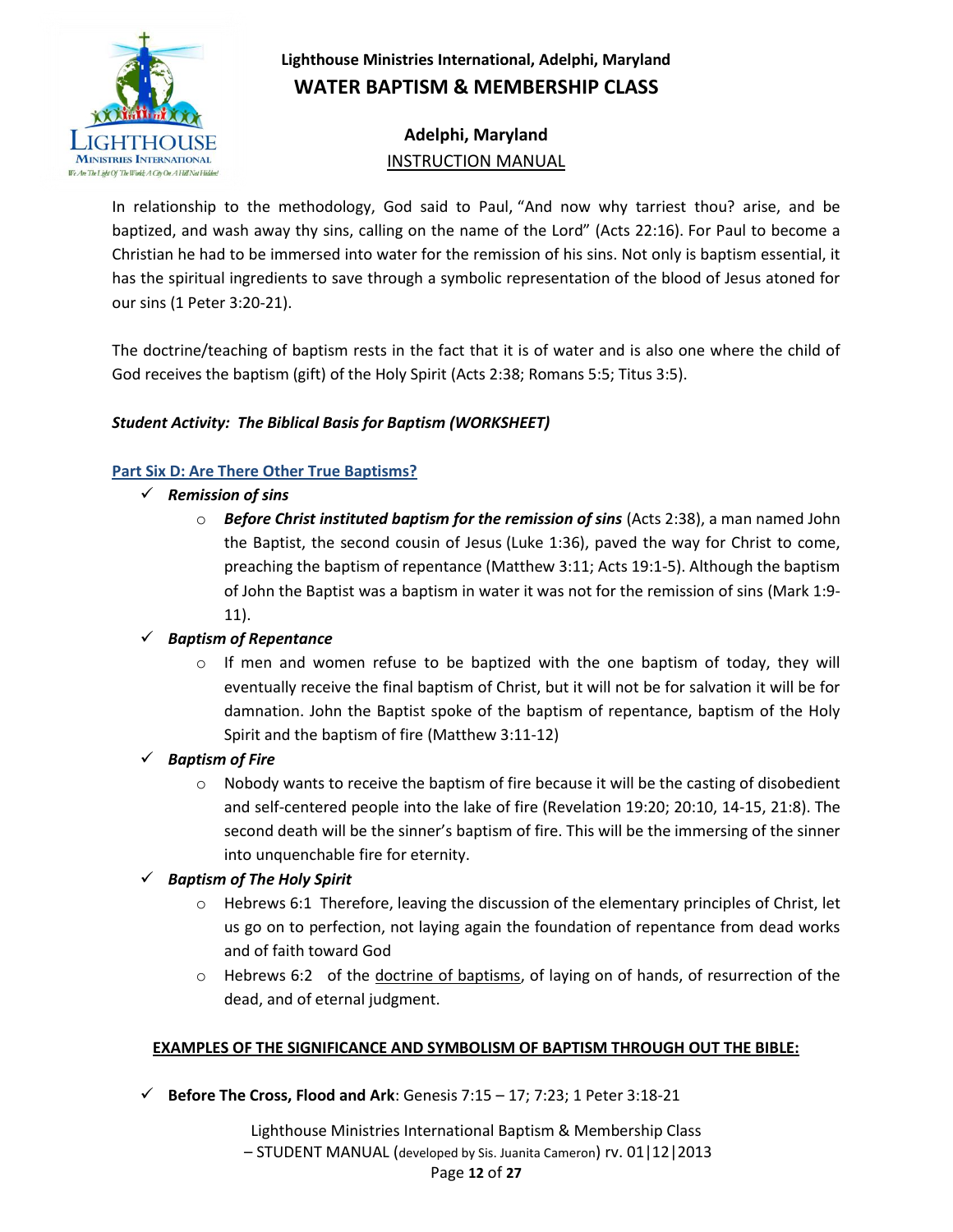In relationship to the methodology, God said to Paul, "And now why tarriest thou? arise, and be baptized, and wash away thy sins, calling on the name of the Lord" (Acts 22:16). For Paul to become a Christian he had to be immersed into water for the remission of his sins. Not only is baptism essential, it has the spiritual ingredients to save through a symbolic representation of the blood of Jesus atoned for our sins (1 Peter 3:20-21).

The doctrine/teaching of baptism rests in the fact that it is of water and is also one where the child of God receives the baptism (gift) of the Holy Spirit (Acts 2:38; Romans 5:5; Titus 3:5).

***Student Activity: The Biblical Basis for Baptism (WORKSHEET)***

## Part Six D: Are There Other True Baptisms?

- ✓ ***Remission of sins***
  - ***Before Christ instituted baptism for the remission of sins*** (Acts 2:38), a man named John the Baptist, the second cousin of Jesus (Luke 1:36), paved the way for Christ to come, preaching the baptism of repentance (Matthew 3:11; Acts 19:1-5). Although the baptism of John the Baptist was a baptism in water it was not for the remission of sins (Mark 1:9-11).
- ✓ ***Baptism of Repentance***
  - If men and women refuse to be baptized with the one baptism of today, they will eventually receive the final baptism of Christ, but it will not be for salvation it will be for damnation. John the Baptist spoke of the baptism of repentance, baptism of the Holy Spirit and the baptism of fire (Matthew 3:11-12)
- ✓ ***Baptism of Fire***
  - Nobody wants to receive the baptism of fire because it will be the casting of disobedient and self-centered people into the lake of fire (Revelation 19:20; 20:10, 14-15, 21:8). The second death will be the sinner's baptism of fire. This will be the immersing of the sinner into unquenchable fire for eternity.
- ✓ ***Baptism of The Holy Spirit***
  - Hebrews 6:1 Therefore, leaving the discussion of the elementary principles of Christ, let us go on to perfection, not laying again the foundation of repentance from dead works and of faith toward God
  - Hebrews 6:2 of the doctrine of baptisms, of laying on of hands, of resurrection of the dead, and of eternal judgment.

**EXAMPLES OF THE SIGNIFICANCE AND SYMBOLISM OF BAPTISM THROUGH OUT THE BIBLE:**

- ✓ **Before The Cross, Flood and Ark**: Genesis 7:15 – 17; 7:23; 1 Peter 3:18-21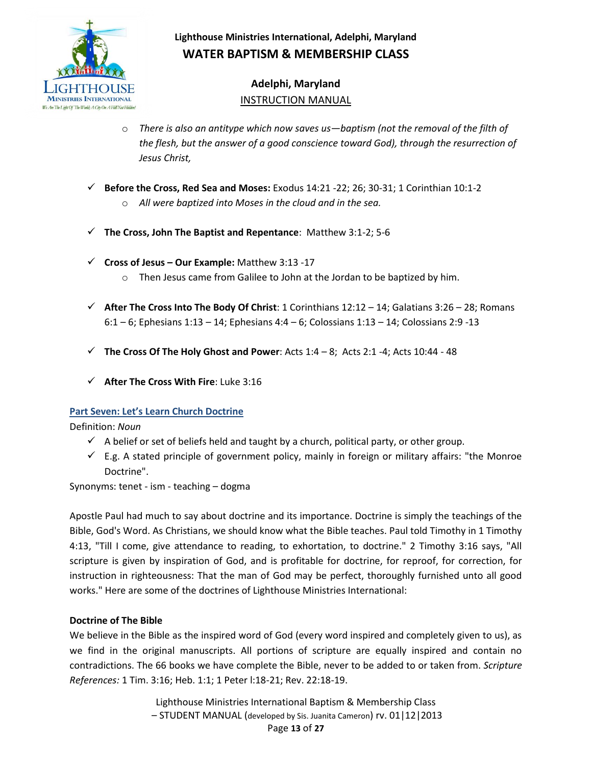- *There is also an antitype which now saves us—baptism (not the removal of the filth of the flesh, but the answer of a good conscience toward God), through the resurrection of Jesus Christ,*

- ✓ **Before the Cross, Red Sea and Moses:** Exodus 14:21 -22; 26; 30-31; 1 Corinthian 10:1-2
  - *All were baptized into Moses in the cloud and in the sea.*

- ✓ **The Cross, John The Baptist and Repentance**: Matthew 3:1-2; 5-6

- ✓ **Cross of Jesus – Our Example:** Matthew 3:13 -17
  - Then Jesus came from Galilee to John at the Jordan to be baptized by him.

- ✓ **After The Cross Into The Body Of Christ**: 1 Corinthians 12:12 – 14; Galatians 3:26 – 28; Romans 6:1 – 6; Ephesians 1:13 – 14; Ephesians 4:4 – 6; Colossians 1:13 – 14; Colossians 2:9 -13

- ✓ **The Cross Of The Holy Ghost and Power**: Acts 1:4 – 8; Acts 2:1 -4; Acts 10:44 - 48

- ✓ **After The Cross With Fire**: Luke 3:16

## Part Seven: Let's Learn Church Doctrine

Definition: *Noun*

- ✓ A belief or set of beliefs held and taught by a church, political party, or other group.
- ✓ E.g. A stated principle of government policy, mainly in foreign or military affairs: "the Monroe Doctrine".

Synonyms: tenet - ism - teaching – dogma

Apostle Paul had much to say about doctrine and its importance. Doctrine is simply the teachings of the Bible, God's Word. As Christians, we should know what the Bible teaches. Paul told Timothy in 1 Timothy 4:13, "Till I come, give attendance to reading, to exhortation, to doctrine." 2 Timothy 3:16 says, "All scripture is given by inspiration of God, and is profitable for doctrine, for reproof, for correction, for instruction in righteousness: That the man of God may be perfect, thoroughly furnished unto all good works." Here are some of the doctrines of Lighthouse Ministries International:

### Doctrine of The Bible

We believe in the Bible as the inspired word of God (every word inspired and completely given to us), as we find in the original manuscripts. All portions of scripture are equally inspired and contain no contradictions. The 66 books we have complete the Bible, never to be added to or taken from. *Scripture References:* 1 Tim. 3:16; Heb. 1:1; 1 Peter l:18-21; Rev. 22:18-19.